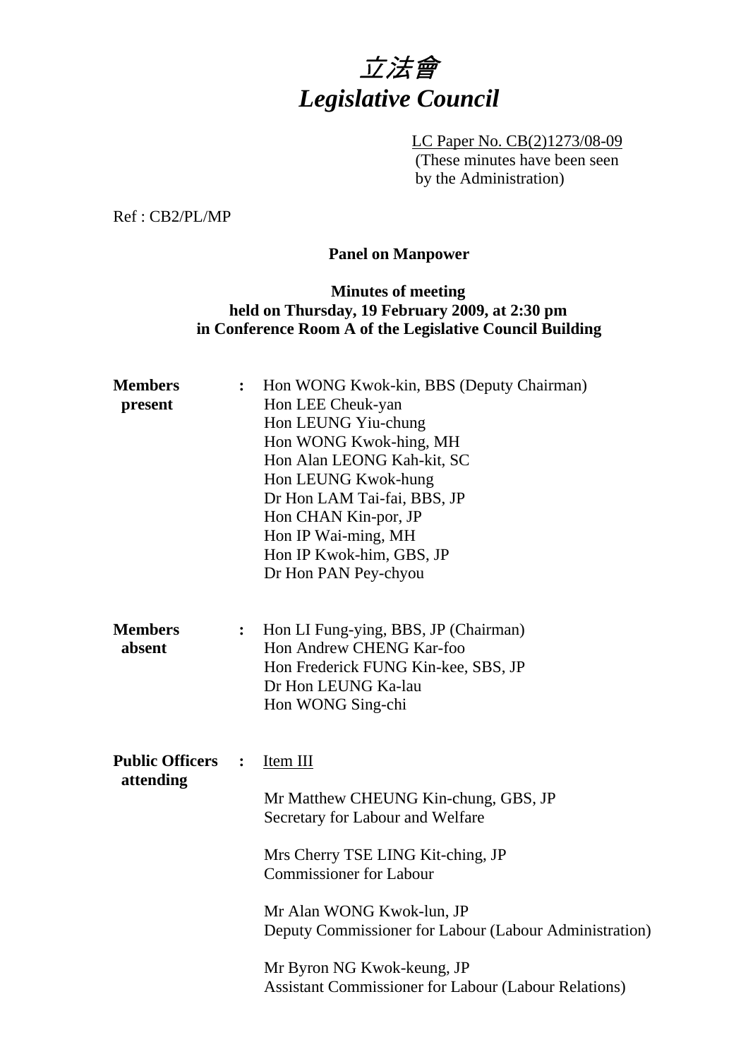# *立法會*
# *Legislative Council*

LC Paper No. CB(2)1273/08-09
(These minutes have been seen by the Administration)

Ref : CB2/PL/MP

**Panel on Manpower**

**Minutes of meeting**
**held on Thursday, 19 February 2009, at 2:30 pm**
**in Conference Room A of the Legislative Council Building**

**Members present** :
Hon WONG Kwok-kin, BBS (Deputy Chairman)
Hon LEE Cheuk-yan
Hon LEUNG Yiu-chung
Hon WONG Kwok-hing, MH
Hon Alan LEONG Kah-kit, SC
Hon LEUNG Kwok-hung
Dr Hon LAM Tai-fai, BBS, JP
Hon CHAN Kin-por, JP
Hon IP Wai-ming, MH
Hon IP Kwok-him, GBS, JP
Dr Hon PAN Pey-chyou

**Members absent** :
Hon LI Fung-ying, BBS, JP (Chairman)
Hon Andrew CHENG Kar-foo
Hon Frederick FUNG Kin-kee, SBS, JP
Dr Hon LEUNG Ka-lau
Hon WONG Sing-chi

**Public Officers attending** :
Item III

Mr Matthew CHEUNG Kin-chung, GBS, JP
Secretary for Labour and Welfare

Mrs Cherry TSE LING Kit-ching, JP
Commissioner for Labour

Mr Alan WONG Kwok-lun, JP
Deputy Commissioner for Labour (Labour Administration)

Mr Byron NG Kwok-keung, JP
Assistant Commissioner for Labour (Labour Relations)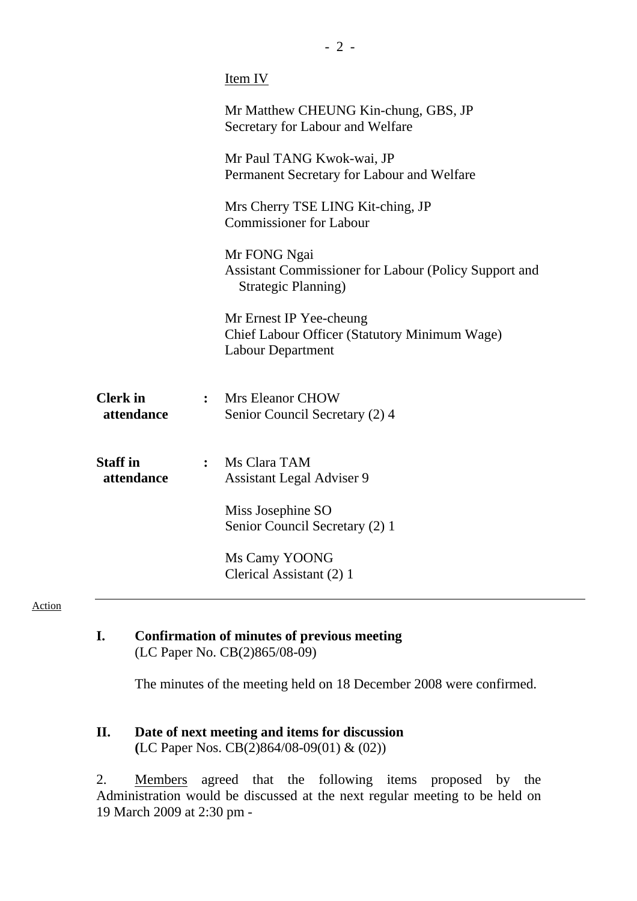Item IV

Mr Matthew CHEUNG Kin-chung, GBS, JP
Secretary for Labour and Welfare

Mr Paul TANG Kwok-wai, JP
Permanent Secretary for Labour and Welfare

Mrs Cherry TSE LING Kit-ching, JP
Commissioner for Labour

Mr FONG Ngai
Assistant Commissioner for Labour (Policy Support and Strategic Planning)

Mr Ernest IP Yee-cheung
Chief Labour Officer (Statutory Minimum Wage)
Labour Department

**Clerk in attendance** : Mrs Eleanor CHOW
Senior Council Secretary (2) 4

**Staff in attendance** : Ms Clara TAM
Assistant Legal Adviser 9

Miss Josephine SO
Senior Council Secretary (2) 1

Ms Camy YOONG
Clerical Assistant (2) 1

---

Action

**I. Confirmation of minutes of previous meeting**
(LC Paper No. CB(2)865/08-09)

The minutes of the meeting held on 18 December 2008 were confirmed.

**II. Date of next meeting and items for discussion**
**(**LC Paper Nos. CB(2)864/08-09(01) & (02))

2. Members agreed that the following items proposed by the Administration would be discussed at the next regular meeting to be held on 19 March 2009 at 2:30 pm -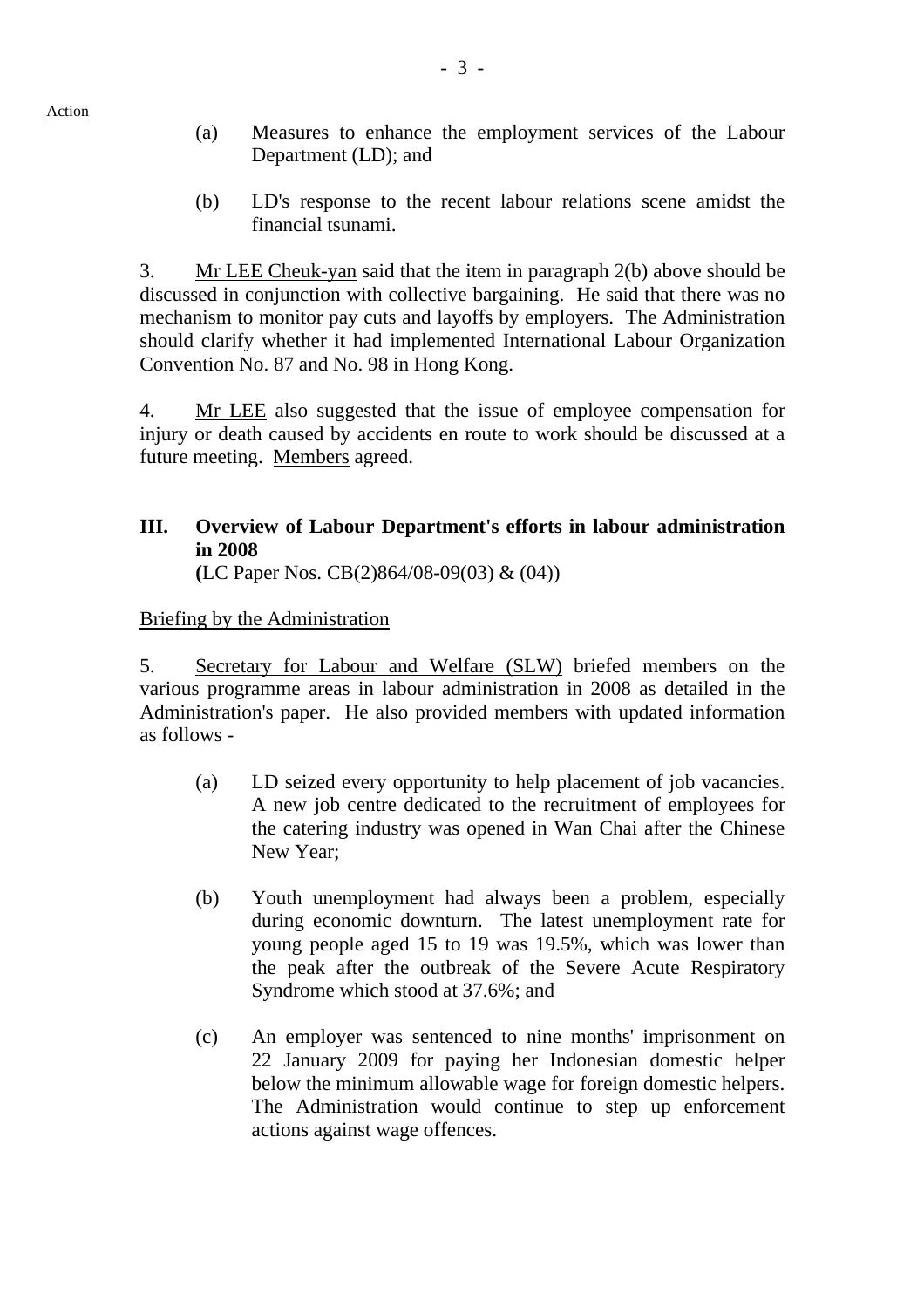Action

(a) Measures to enhance the employment services of the Labour Department (LD); and

(b) LD's response to the recent labour relations scene amidst the financial tsunami.

3. Mr LEE Cheuk-yan said that the item in paragraph 2(b) above should be discussed in conjunction with collective bargaining. He said that there was no mechanism to monitor pay cuts and layoffs by employers. The Administration should clarify whether it had implemented International Labour Organization Convention No. 87 and No. 98 in Hong Kong.

4. Mr LEE also suggested that the issue of employee compensation for injury or death caused by accidents en route to work should be discussed at a future meeting. Members agreed.

## III. Overview of Labour Department's efforts in labour administration in 2008

**(**LC Paper Nos. CB(2)864/08-09(03) & (04))

Briefing by the Administration

5. Secretary for Labour and Welfare (SLW) briefed members on the various programme areas in labour administration in 2008 as detailed in the Administration's paper. He also provided members with updated information as follows -

(a) LD seized every opportunity to help placement of job vacancies. A new job centre dedicated to the recruitment of employees for the catering industry was opened in Wan Chai after the Chinese New Year;

(b) Youth unemployment had always been a problem, especially during economic downturn. The latest unemployment rate for young people aged 15 to 19 was 19.5%, which was lower than the peak after the outbreak of the Severe Acute Respiratory Syndrome which stood at 37.6%; and

(c) An employer was sentenced to nine months' imprisonment on 22 January 2009 for paying her Indonesian domestic helper below the minimum allowable wage for foreign domestic helpers. The Administration would continue to step up enforcement actions against wage offences.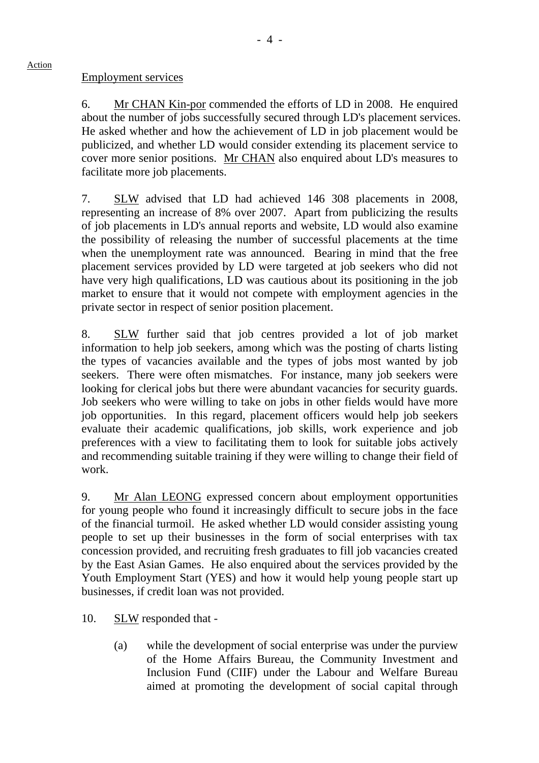Action

Employment services

6. Mr CHAN Kin-por commended the efforts of LD in 2008. He enquired about the number of jobs successfully secured through LD's placement services. He asked whether and how the achievement of LD in job placement would be publicized, and whether LD would consider extending its placement service to cover more senior positions. Mr CHAN also enquired about LD's measures to facilitate more job placements.

7. SLW advised that LD had achieved 146 308 placements in 2008, representing an increase of 8% over 2007. Apart from publicizing the results of job placements in LD's annual reports and website, LD would also examine the possibility of releasing the number of successful placements at the time when the unemployment rate was announced. Bearing in mind that the free placement services provided by LD were targeted at job seekers who did not have very high qualifications, LD was cautious about its positioning in the job market to ensure that it would not compete with employment agencies in the private sector in respect of senior position placement.

8. SLW further said that job centres provided a lot of job market information to help job seekers, among which was the posting of charts listing the types of vacancies available and the types of jobs most wanted by job seekers. There were often mismatches. For instance, many job seekers were looking for clerical jobs but there were abundant vacancies for security guards. Job seekers who were willing to take on jobs in other fields would have more job opportunities. In this regard, placement officers would help job seekers evaluate their academic qualifications, job skills, work experience and job preferences with a view to facilitating them to look for suitable jobs actively and recommending suitable training if they were willing to change their field of work.

9. Mr Alan LEONG expressed concern about employment opportunities for young people who found it increasingly difficult to secure jobs in the face of the financial turmoil. He asked whether LD would consider assisting young people to set up their businesses in the form of social enterprises with tax concession provided, and recruiting fresh graduates to fill job vacancies created by the East Asian Games. He also enquired about the services provided by the Youth Employment Start (YES) and how it would help young people start up businesses, if credit loan was not provided.

10. SLW responded that -

(a) while the development of social enterprise was under the purview of the Home Affairs Bureau, the Community Investment and Inclusion Fund (CIIF) under the Labour and Welfare Bureau aimed at promoting the development of social capital through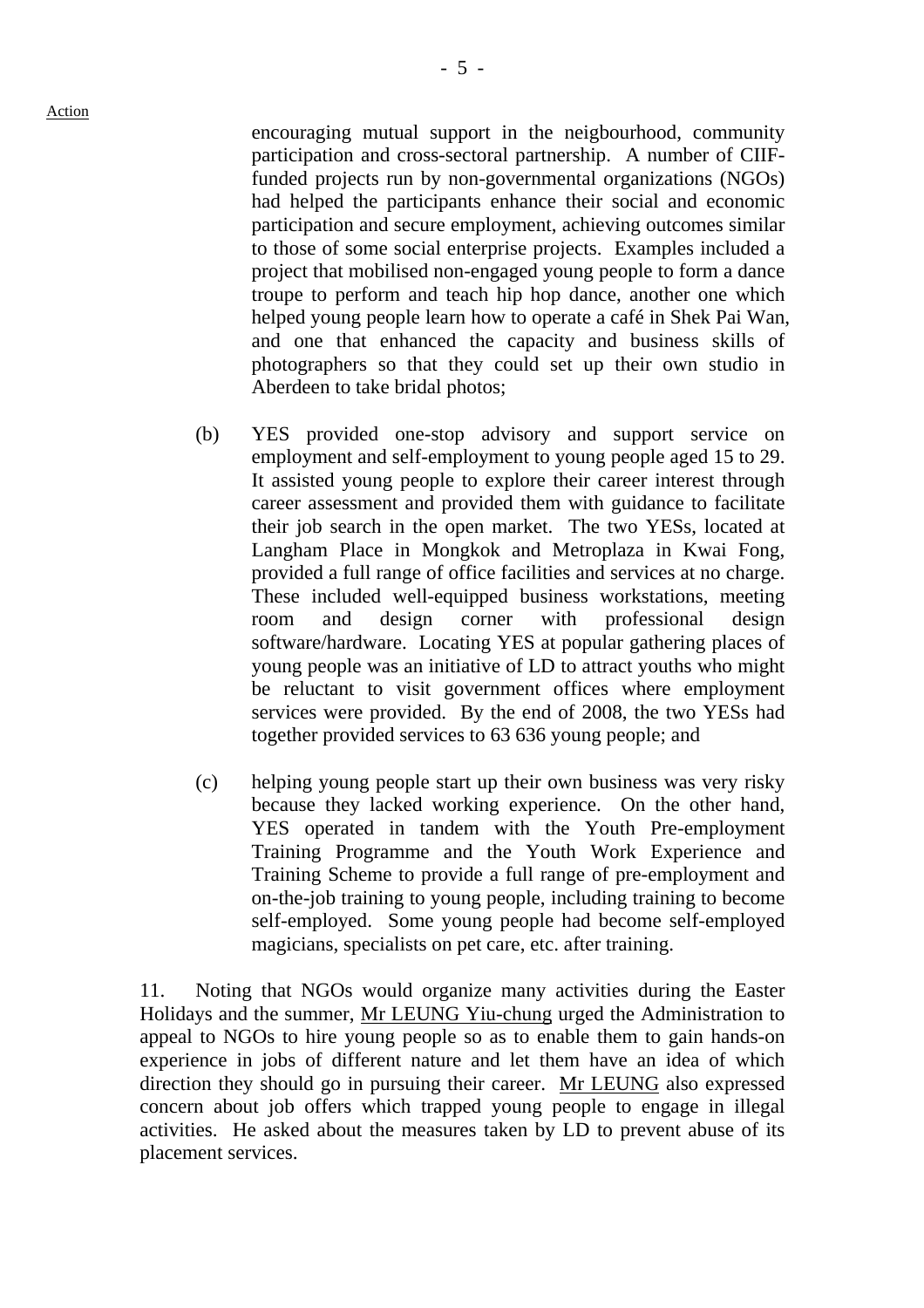encouraging mutual support in the neigbourhood, community participation and cross-sectoral partnership. A number of CIIF-funded projects run by non-governmental organizations (NGOs) had helped the participants enhance their social and economic participation and secure employment, achieving outcomes similar to those of some social enterprise projects. Examples included a project that mobilised non-engaged young people to form a dance troupe to perform and teach hip hop dance, another one which helped young people learn how to operate a café in Shek Pai Wan, and one that enhanced the capacity and business skills of photographers so that they could set up their own studio in Aberdeen to take bridal photos;

(b) YES provided one-stop advisory and support service on employment and self-employment to young people aged 15 to 29. It assisted young people to explore their career interest through career assessment and provided them with guidance to facilitate their job search in the open market. The two YESs, located at Langham Place in Mongkok and Metroplaza in Kwai Fong, provided a full range of office facilities and services at no charge. These included well-equipped business workstations, meeting room and design corner with professional design software/hardware. Locating YES at popular gathering places of young people was an initiative of LD to attract youths who might be reluctant to visit government offices where employment services were provided. By the end of 2008, the two YESs had together provided services to 63 636 young people; and

(c) helping young people start up their own business was very risky because they lacked working experience. On the other hand, YES operated in tandem with the Youth Pre-employment Training Programme and the Youth Work Experience and Training Scheme to provide a full range of pre-employment and on-the-job training to young people, including training to become self-employed. Some young people had become self-employed magicians, specialists on pet care, etc. after training.

11. Noting that NGOs would organize many activities during the Easter Holidays and the summer, Mr LEUNG Yiu-chung urged the Administration to appeal to NGOs to hire young people so as to enable them to gain hands-on experience in jobs of different nature and let them have an idea of which direction they should go in pursuing their career. Mr LEUNG also expressed concern about job offers which trapped young people to engage in illegal activities. He asked about the measures taken by LD to prevent abuse of its placement services.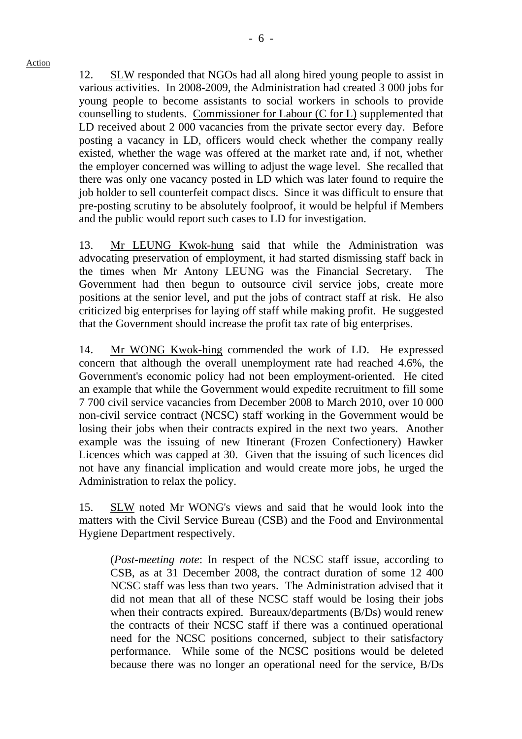Action

12. SLW responded that NGOs had all along hired young people to assist in various activities. In 2008-2009, the Administration had created 3 000 jobs for young people to become assistants to social workers in schools to provide counselling to students. Commissioner for Labour (C for L) supplemented that LD received about 2 000 vacancies from the private sector every day. Before posting a vacancy in LD, officers would check whether the company really existed, whether the wage was offered at the market rate and, if not, whether the employer concerned was willing to adjust the wage level. She recalled that there was only one vacancy posted in LD which was later found to require the job holder to sell counterfeit compact discs. Since it was difficult to ensure that pre-posting scrutiny to be absolutely foolproof, it would be helpful if Members and the public would report such cases to LD for investigation.

13. Mr LEUNG Kwok-hung said that while the Administration was advocating preservation of employment, it had started dismissing staff back in the times when Mr Antony LEUNG was the Financial Secretary. The Government had then begun to outsource civil service jobs, create more positions at the senior level, and put the jobs of contract staff at risk. He also criticized big enterprises for laying off staff while making profit. He suggested that the Government should increase the profit tax rate of big enterprises.

14. Mr WONG Kwok-hing commended the work of LD. He expressed concern that although the overall unemployment rate had reached 4.6%, the Government's economic policy had not been employment-oriented. He cited an example that while the Government would expedite recruitment to fill some 7 700 civil service vacancies from December 2008 to March 2010, over 10 000 non-civil service contract (NCSC) staff working in the Government would be losing their jobs when their contracts expired in the next two years. Another example was the issuing of new Itinerant (Frozen Confectionery) Hawker Licences which was capped at 30. Given that the issuing of such licences did not have any financial implication and would create more jobs, he urged the Administration to relax the policy.

15. SLW noted Mr WONG's views and said that he would look into the matters with the Civil Service Bureau (CSB) and the Food and Environmental Hygiene Department respectively.

> (*Post-meeting note*: In respect of the NCSC staff issue, according to CSB, as at 31 December 2008, the contract duration of some 12 400 NCSC staff was less than two years. The Administration advised that it did not mean that all of these NCSC staff would be losing their jobs when their contracts expired. Bureaux/departments (B/Ds) would renew the contracts of their NCSC staff if there was a continued operational need for the NCSC positions concerned, subject to their satisfactory performance. While some of the NCSC positions would be deleted because there was no longer an operational need for the service, B/Ds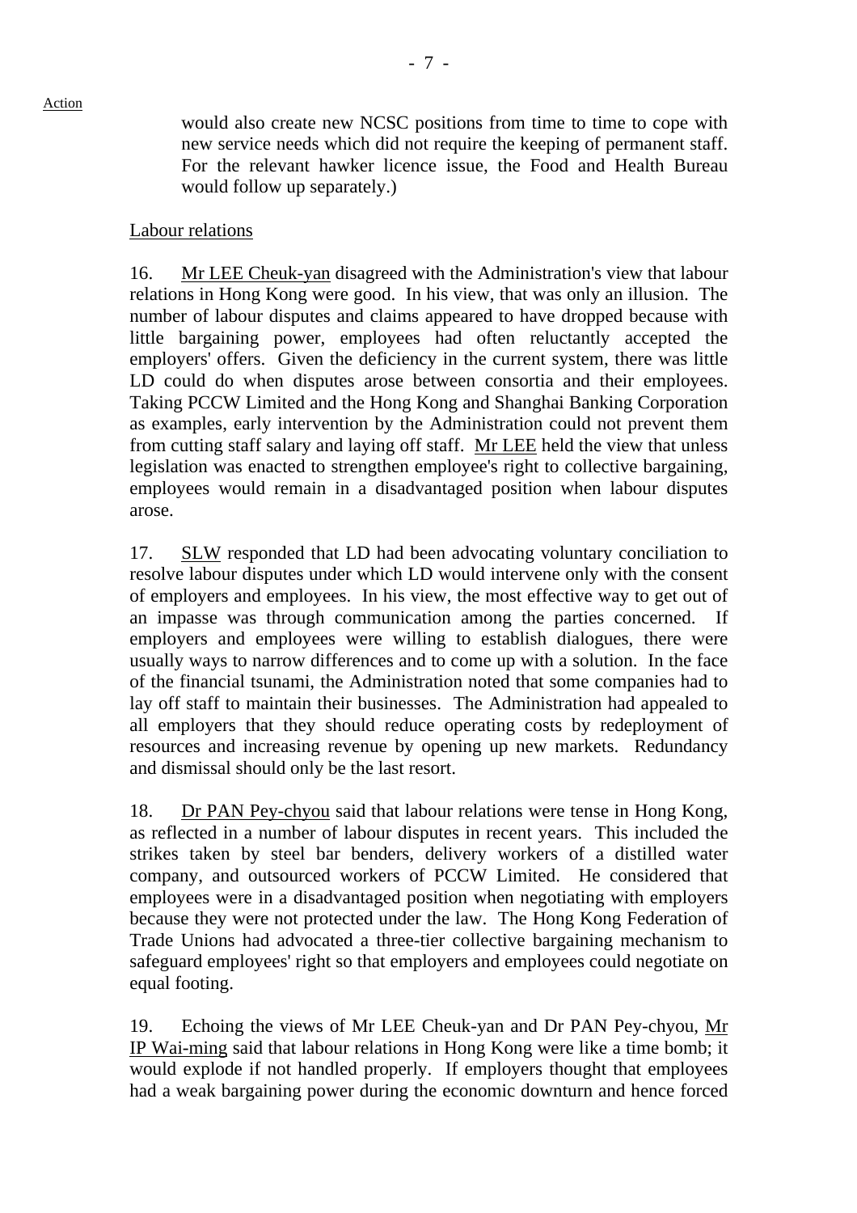Action

would also create new NCSC positions from time to time to cope with new service needs which did not require the keeping of permanent staff. For the relevant hawker licence issue, the Food and Health Bureau would follow up separately.)

Labour relations

16. Mr LEE Cheuk-yan disagreed with the Administration's view that labour relations in Hong Kong were good. In his view, that was only an illusion. The number of labour disputes and claims appeared to have dropped because with little bargaining power, employees had often reluctantly accepted the employers' offers. Given the deficiency in the current system, there was little LD could do when disputes arose between consortia and their employees. Taking PCCW Limited and the Hong Kong and Shanghai Banking Corporation as examples, early intervention by the Administration could not prevent them from cutting staff salary and laying off staff. Mr LEE held the view that unless legislation was enacted to strengthen employee's right to collective bargaining, employees would remain in a disadvantaged position when labour disputes arose.

17. SLW responded that LD had been advocating voluntary conciliation to resolve labour disputes under which LD would intervene only with the consent of employers and employees. In his view, the most effective way to get out of an impasse was through communication among the parties concerned. If employers and employees were willing to establish dialogues, there were usually ways to narrow differences and to come up with a solution. In the face of the financial tsunami, the Administration noted that some companies had to lay off staff to maintain their businesses. The Administration had appealed to all employers that they should reduce operating costs by redeployment of resources and increasing revenue by opening up new markets. Redundancy and dismissal should only be the last resort.

18. Dr PAN Pey-chyou said that labour relations were tense in Hong Kong, as reflected in a number of labour disputes in recent years. This included the strikes taken by steel bar benders, delivery workers of a distilled water company, and outsourced workers of PCCW Limited. He considered that employees were in a disadvantaged position when negotiating with employers because they were not protected under the law. The Hong Kong Federation of Trade Unions had advocated a three-tier collective bargaining mechanism to safeguard employees' right so that employers and employees could negotiate on equal footing.

19. Echoing the views of Mr LEE Cheuk-yan and Dr PAN Pey-chyou, Mr IP Wai-ming said that labour relations in Hong Kong were like a time bomb; it would explode if not handled properly. If employers thought that employees had a weak bargaining power during the economic downturn and hence forced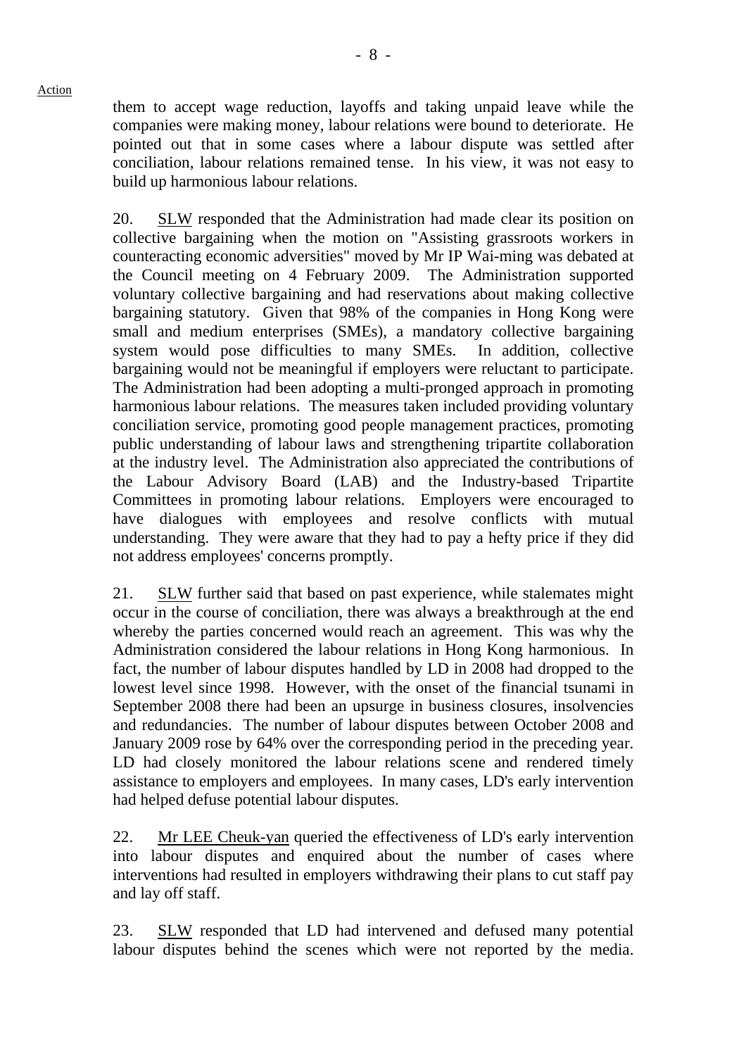them to accept wage reduction, layoffs and taking unpaid leave while the companies were making money, labour relations were bound to deteriorate. He pointed out that in some cases where a labour dispute was settled after conciliation, labour relations remained tense. In his view, it was not easy to build up harmonious labour relations.

20. SLW responded that the Administration had made clear its position on collective bargaining when the motion on "Assisting grassroots workers in counteracting economic adversities" moved by Mr IP Wai-ming was debated at the Council meeting on 4 February 2009. The Administration supported voluntary collective bargaining and had reservations about making collective bargaining statutory. Given that 98% of the companies in Hong Kong were small and medium enterprises (SMEs), a mandatory collective bargaining system would pose difficulties to many SMEs. In addition, collective bargaining would not be meaningful if employers were reluctant to participate. The Administration had been adopting a multi-pronged approach in promoting harmonious labour relations. The measures taken included providing voluntary conciliation service, promoting good people management practices, promoting public understanding of labour laws and strengthening tripartite collaboration at the industry level. The Administration also appreciated the contributions of the Labour Advisory Board (LAB) and the Industry-based Tripartite Committees in promoting labour relations. Employers were encouraged to have dialogues with employees and resolve conflicts with mutual understanding. They were aware that they had to pay a hefty price if they did not address employees' concerns promptly.

21. SLW further said that based on past experience, while stalemates might occur in the course of conciliation, there was always a breakthrough at the end whereby the parties concerned would reach an agreement. This was why the Administration considered the labour relations in Hong Kong harmonious. In fact, the number of labour disputes handled by LD in 2008 had dropped to the lowest level since 1998. However, with the onset of the financial tsunami in September 2008 there had been an upsurge in business closures, insolvencies and redundancies. The number of labour disputes between October 2008 and January 2009 rose by 64% over the corresponding period in the preceding year. LD had closely monitored the labour relations scene and rendered timely assistance to employers and employees. In many cases, LD's early intervention had helped defuse potential labour disputes.

22. Mr LEE Cheuk-yan queried the effectiveness of LD's early intervention into labour disputes and enquired about the number of cases where interventions had resulted in employers withdrawing their plans to cut staff pay and lay off staff.

23. SLW responded that LD had intervened and defused many potential labour disputes behind the scenes which were not reported by the media.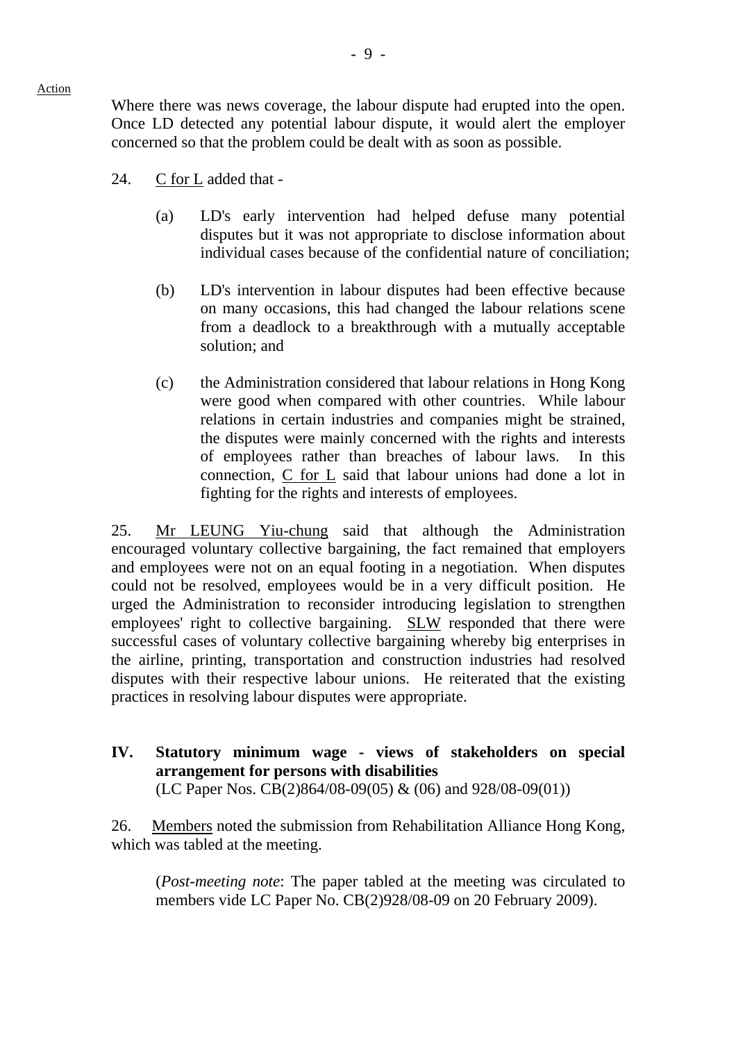Action

Where there was news coverage, the labour dispute had erupted into the open. Once LD detected any potential labour dispute, it would alert the employer concerned so that the problem could be dealt with as soon as possible.

24. C for L added that -

(a) LD's early intervention had helped defuse many potential disputes but it was not appropriate to disclose information about individual cases because of the confidential nature of conciliation;

(b) LD's intervention in labour disputes had been effective because on many occasions, this had changed the labour relations scene from a deadlock to a breakthrough with a mutually acceptable solution; and

(c) the Administration considered that labour relations in Hong Kong were good when compared with other countries. While labour relations in certain industries and companies might be strained, the disputes were mainly concerned with the rights and interests of employees rather than breaches of labour laws. In this connection, C for L said that labour unions had done a lot in fighting for the rights and interests of employees.

25. Mr LEUNG Yiu-chung said that although the Administration encouraged voluntary collective bargaining, the fact remained that employers and employees were not on an equal footing in a negotiation. When disputes could not be resolved, employees would be in a very difficult position. He urged the Administration to reconsider introducing legislation to strengthen employees' right to collective bargaining. SLW responded that there were successful cases of voluntary collective bargaining whereby big enterprises in the airline, printing, transportation and construction industries had resolved disputes with their respective labour unions. He reiterated that the existing practices in resolving labour disputes were appropriate.

## IV. Statutory minimum wage - views of stakeholders on special arrangement for persons with disabilities

(LC Paper Nos. CB(2)864/08-09(05) & (06) and 928/08-09(01))

26. Members noted the submission from Rehabilitation Alliance Hong Kong, which was tabled at the meeting.

(*Post-meeting note*: The paper tabled at the meeting was circulated to members vide LC Paper No. CB(2)928/08-09 on 20 February 2009).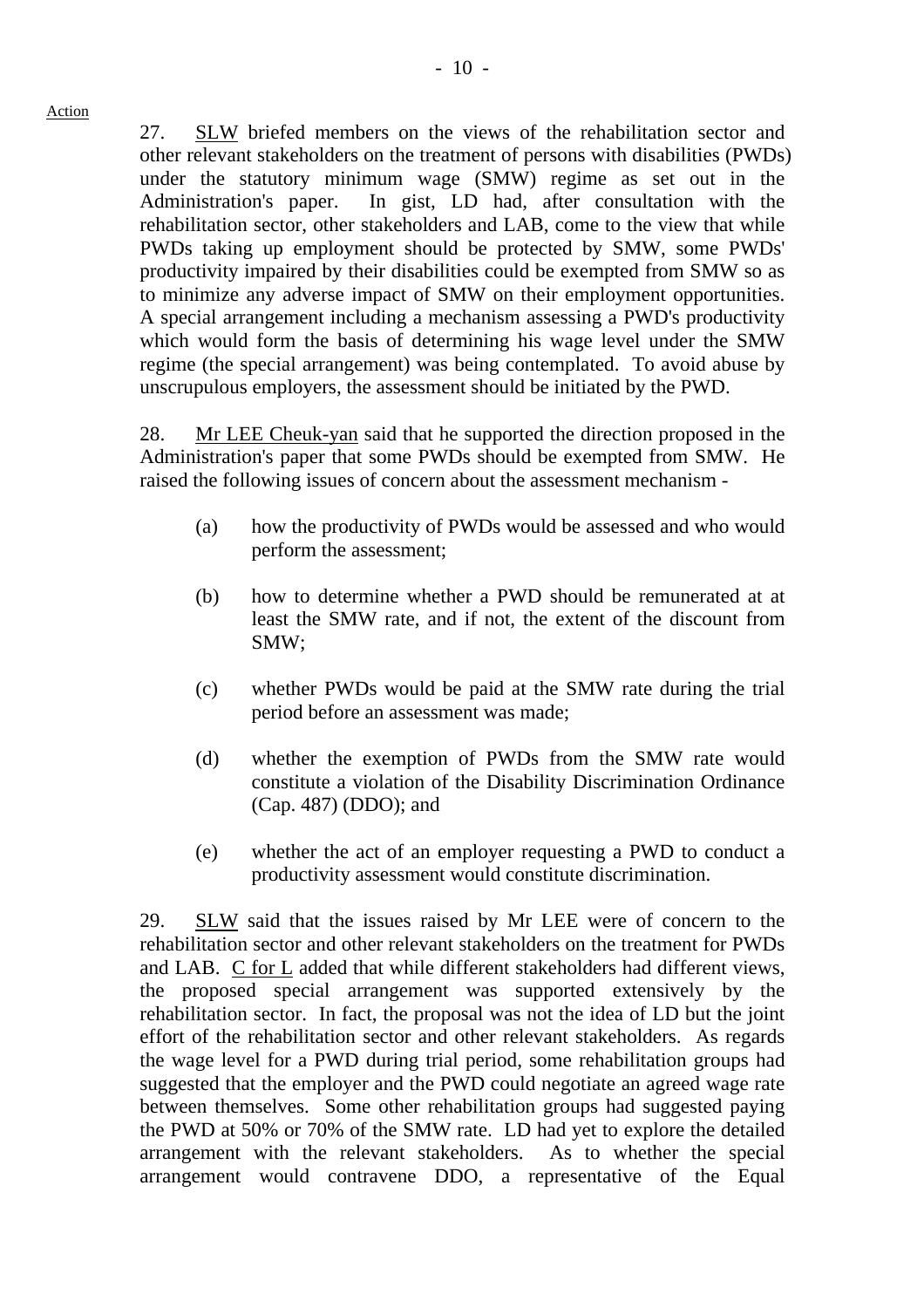Action

27. SLW briefed members on the views of the rehabilitation sector and other relevant stakeholders on the treatment of persons with disabilities (PWDs) under the statutory minimum wage (SMW) regime as set out in the Administration's paper. In gist, LD had, after consultation with the rehabilitation sector, other stakeholders and LAB, come to the view that while PWDs taking up employment should be protected by SMW, some PWDs' productivity impaired by their disabilities could be exempted from SMW so as to minimize any adverse impact of SMW on their employment opportunities. A special arrangement including a mechanism assessing a PWD's productivity which would form the basis of determining his wage level under the SMW regime (the special arrangement) was being contemplated. To avoid abuse by unscrupulous employers, the assessment should be initiated by the PWD.

28. Mr LEE Cheuk-yan said that he supported the direction proposed in the Administration's paper that some PWDs should be exempted from SMW. He raised the following issues of concern about the assessment mechanism -

(a) how the productivity of PWDs would be assessed and who would perform the assessment;

(b) how to determine whether a PWD should be remunerated at at least the SMW rate, and if not, the extent of the discount from SMW;

(c) whether PWDs would be paid at the SMW rate during the trial period before an assessment was made;

(d) whether the exemption of PWDs from the SMW rate would constitute a violation of the Disability Discrimination Ordinance (Cap. 487) (DDO); and

(e) whether the act of an employer requesting a PWD to conduct a productivity assessment would constitute discrimination.

29. SLW said that the issues raised by Mr LEE were of concern to the rehabilitation sector and other relevant stakeholders on the treatment for PWDs and LAB. C for L added that while different stakeholders had different views, the proposed special arrangement was supported extensively by the rehabilitation sector. In fact, the proposal was not the idea of LD but the joint effort of the rehabilitation sector and other relevant stakeholders. As regards the wage level for a PWD during trial period, some rehabilitation groups had suggested that the employer and the PWD could negotiate an agreed wage rate between themselves. Some other rehabilitation groups had suggested paying the PWD at 50% or 70% of the SMW rate. LD had yet to explore the detailed arrangement with the relevant stakeholders. As to whether the special arrangement would contravene DDO, a representative of the Equal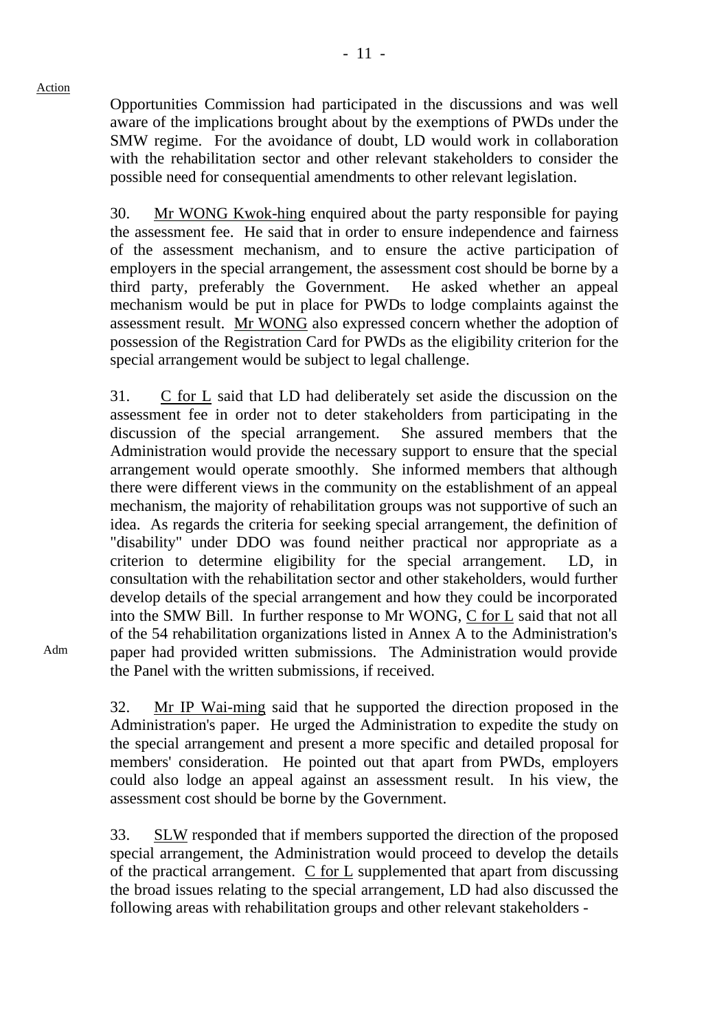Action

Opportunities Commission had participated in the discussions and was well aware of the implications brought about by the exemptions of PWDs under the SMW regime. For the avoidance of doubt, LD would work in collaboration with the rehabilitation sector and other relevant stakeholders to consider the possible need for consequential amendments to other relevant legislation.

30. Mr WONG Kwok-hing enquired about the party responsible for paying the assessment fee. He said that in order to ensure independence and fairness of the assessment mechanism, and to ensure the active participation of employers in the special arrangement, the assessment cost should be borne by a third party, preferably the Government. He asked whether an appeal mechanism would be put in place for PWDs to lodge complaints against the assessment result. Mr WONG also expressed concern whether the adoption of possession of the Registration Card for PWDs as the eligibility criterion for the special arrangement would be subject to legal challenge.

31. C for L said that LD had deliberately set aside the discussion on the assessment fee in order not to deter stakeholders from participating in the discussion of the special arrangement. She assured members that the Administration would provide the necessary support to ensure that the special arrangement would operate smoothly. She informed members that although there were different views in the community on the establishment of an appeal mechanism, the majority of rehabilitation groups was not supportive of such an idea. As regards the criteria for seeking special arrangement, the definition of "disability" under DDO was found neither practical nor appropriate as a criterion to determine eligibility for the special arrangement. LD, in consultation with the rehabilitation sector and other stakeholders, would further develop details of the special arrangement and how they could be incorporated into the SMW Bill. In further response to Mr WONG, C for L said that not all of the 54 rehabilitation organizations listed in Annex A to the Administration's paper had provided written submissions. The Administration would provide the Panel with the written submissions, if received.

Adm

32. Mr IP Wai-ming said that he supported the direction proposed in the Administration's paper. He urged the Administration to expedite the study on the special arrangement and present a more specific and detailed proposal for members' consideration. He pointed out that apart from PWDs, employers could also lodge an appeal against an assessment result. In his view, the assessment cost should be borne by the Government.

33. SLW responded that if members supported the direction of the proposed special arrangement, the Administration would proceed to develop the details of the practical arrangement. C for L supplemented that apart from discussing the broad issues relating to the special arrangement, LD had also discussed the following areas with rehabilitation groups and other relevant stakeholders -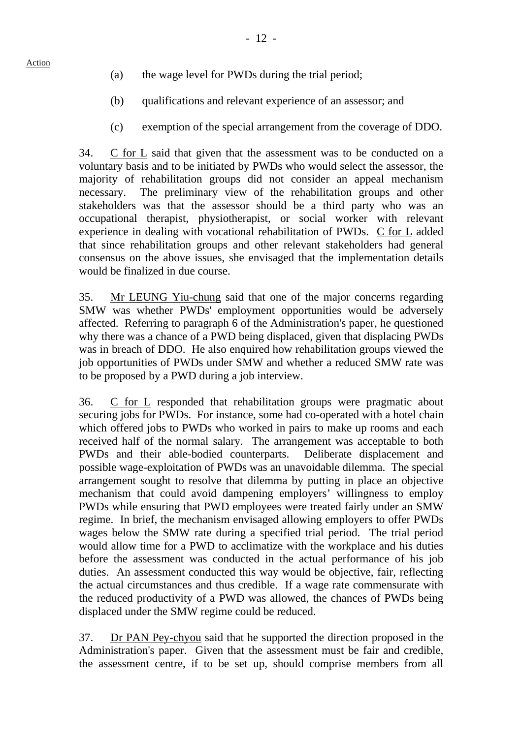Action

(a) the wage level for PWDs during the trial period;

(b) qualifications and relevant experience of an assessor; and

(c) exemption of the special arrangement from the coverage of DDO.

34. C for L said that given that the assessment was to be conducted on a voluntary basis and to be initiated by PWDs who would select the assessor, the majority of rehabilitation groups did not consider an appeal mechanism necessary. The preliminary view of the rehabilitation groups and other stakeholders was that the assessor should be a third party who was an occupational therapist, physiotherapist, or social worker with relevant experience in dealing with vocational rehabilitation of PWDs. C for L added that since rehabilitation groups and other relevant stakeholders had general consensus on the above issues, she envisaged that the implementation details would be finalized in due course.

35. Mr LEUNG Yiu-chung said that one of the major concerns regarding SMW was whether PWDs' employment opportunities would be adversely affected. Referring to paragraph 6 of the Administration's paper, he questioned why there was a chance of a PWD being displaced, given that displacing PWDs was in breach of DDO. He also enquired how rehabilitation groups viewed the job opportunities of PWDs under SMW and whether a reduced SMW rate was to be proposed by a PWD during a job interview.

36. C for L responded that rehabilitation groups were pragmatic about securing jobs for PWDs. For instance, some had co-operated with a hotel chain which offered jobs to PWDs who worked in pairs to make up rooms and each received half of the normal salary. The arrangement was acceptable to both PWDs and their able-bodied counterparts. Deliberate displacement and possible wage-exploitation of PWDs was an unavoidable dilemma. The special arrangement sought to resolve that dilemma by putting in place an objective mechanism that could avoid dampening employers' willingness to employ PWDs while ensuring that PWD employees were treated fairly under an SMW regime. In brief, the mechanism envisaged allowing employers to offer PWDs wages below the SMW rate during a specified trial period. The trial period would allow time for a PWD to acclimatize with the workplace and his duties before the assessment was conducted in the actual performance of his job duties. An assessment conducted this way would be objective, fair, reflecting the actual circumstances and thus credible. If a wage rate commensurate with the reduced productivity of a PWD was allowed, the chances of PWDs being displaced under the SMW regime could be reduced.

37. Dr PAN Pey-chyou said that he supported the direction proposed in the Administration's paper. Given that the assessment must be fair and credible, the assessment centre, if to be set up, should comprise members from all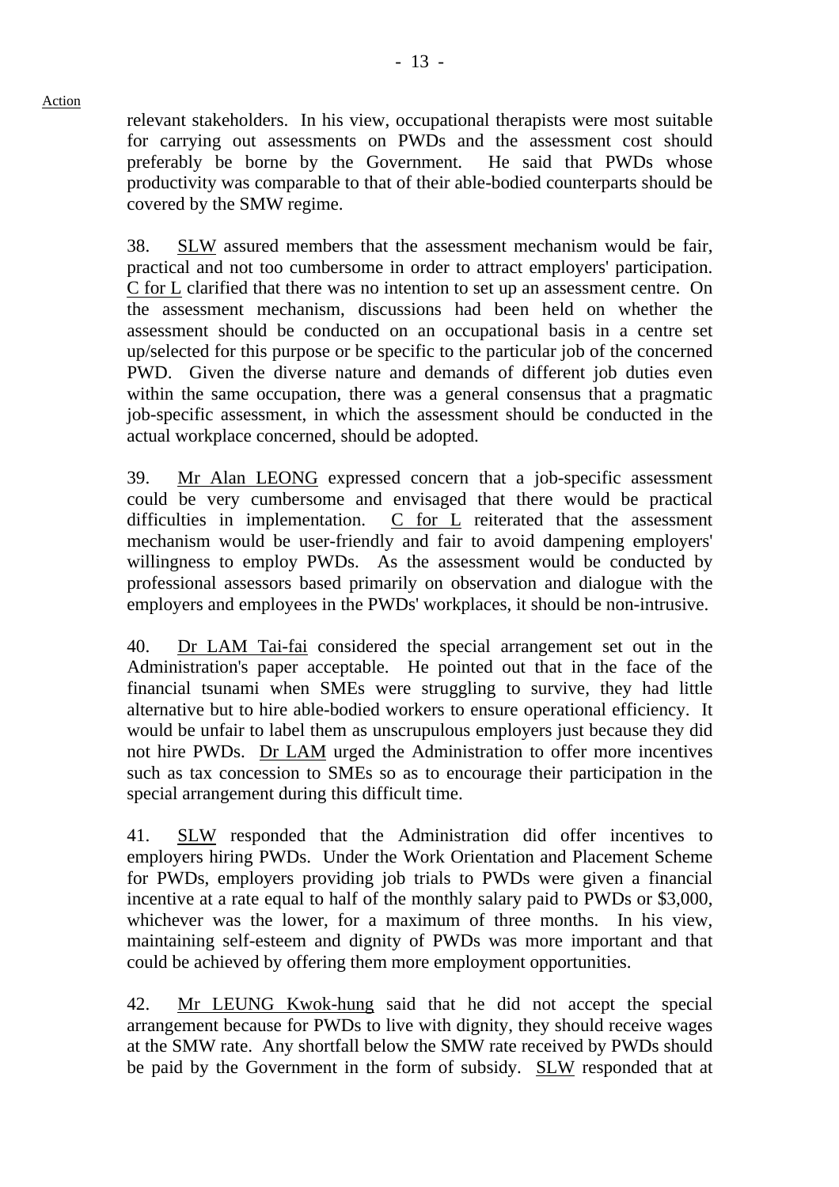relevant stakeholders. In his view, occupational therapists were most suitable for carrying out assessments on PWDs and the assessment cost should preferably be borne by the Government. He said that PWDs whose productivity was comparable to that of their able-bodied counterparts should be covered by the SMW regime.

38. SLW assured members that the assessment mechanism would be fair, practical and not too cumbersome in order to attract employers' participation. C for L clarified that there was no intention to set up an assessment centre. On the assessment mechanism, discussions had been held on whether the assessment should be conducted on an occupational basis in a centre set up/selected for this purpose or be specific to the particular job of the concerned PWD. Given the diverse nature and demands of different job duties even within the same occupation, there was a general consensus that a pragmatic job-specific assessment, in which the assessment should be conducted in the actual workplace concerned, should be adopted.

39. Mr Alan LEONG expressed concern that a job-specific assessment could be very cumbersome and envisaged that there would be practical difficulties in implementation. C for L reiterated that the assessment mechanism would be user-friendly and fair to avoid dampening employers' willingness to employ PWDs. As the assessment would be conducted by professional assessors based primarily on observation and dialogue with the employers and employees in the PWDs' workplaces, it should be non-intrusive.

40. Dr LAM Tai-fai considered the special arrangement set out in the Administration's paper acceptable. He pointed out that in the face of the financial tsunami when SMEs were struggling to survive, they had little alternative but to hire able-bodied workers to ensure operational efficiency. It would be unfair to label them as unscrupulous employers just because they did not hire PWDs. Dr LAM urged the Administration to offer more incentives such as tax concession to SMEs so as to encourage their participation in the special arrangement during this difficult time.

41. SLW responded that the Administration did offer incentives to employers hiring PWDs. Under the Work Orientation and Placement Scheme for PWDs, employers providing job trials to PWDs were given a financial incentive at a rate equal to half of the monthly salary paid to PWDs or $3,000, whichever was the lower, for a maximum of three months. In his view, maintaining self-esteem and dignity of PWDs was more important and that could be achieved by offering them more employment opportunities.

42. Mr LEUNG Kwok-hung said that he did not accept the special arrangement because for PWDs to live with dignity, they should receive wages at the SMW rate. Any shortfall below the SMW rate received by PWDs should be paid by the Government in the form of subsidy. SLW responded that at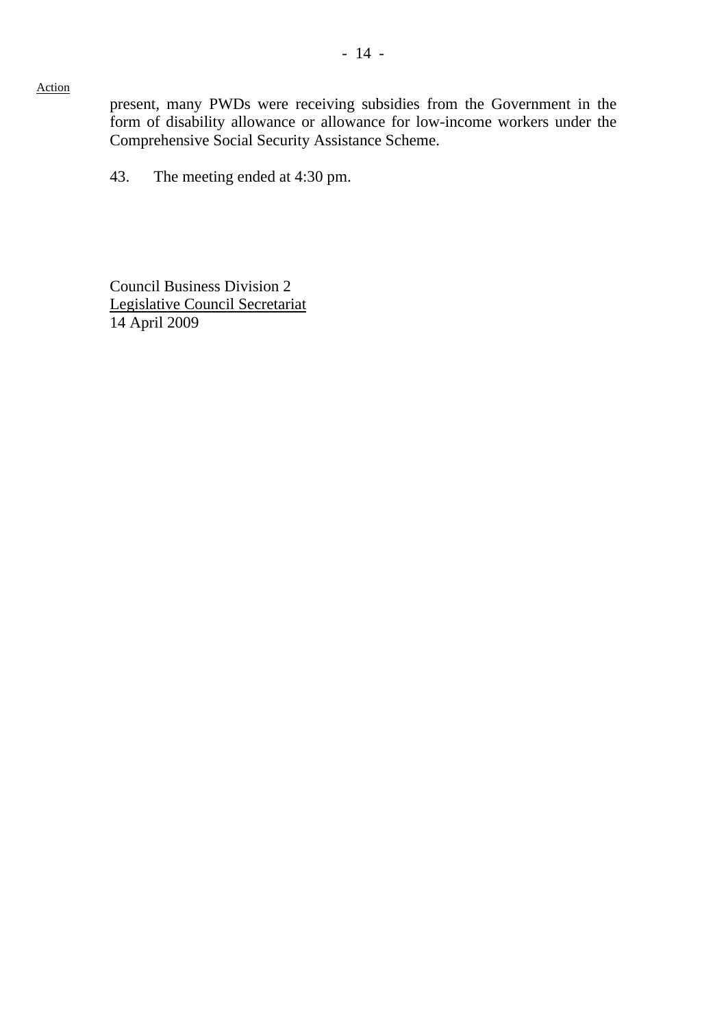Action

present, many PWDs were receiving subsidies from the Government in the form of disability allowance or allowance for low-income workers under the Comprehensive Social Security Assistance Scheme.

43. The meeting ended at 4:30 pm.

Council Business Division 2
Legislative Council Secretariat
14 April 2009